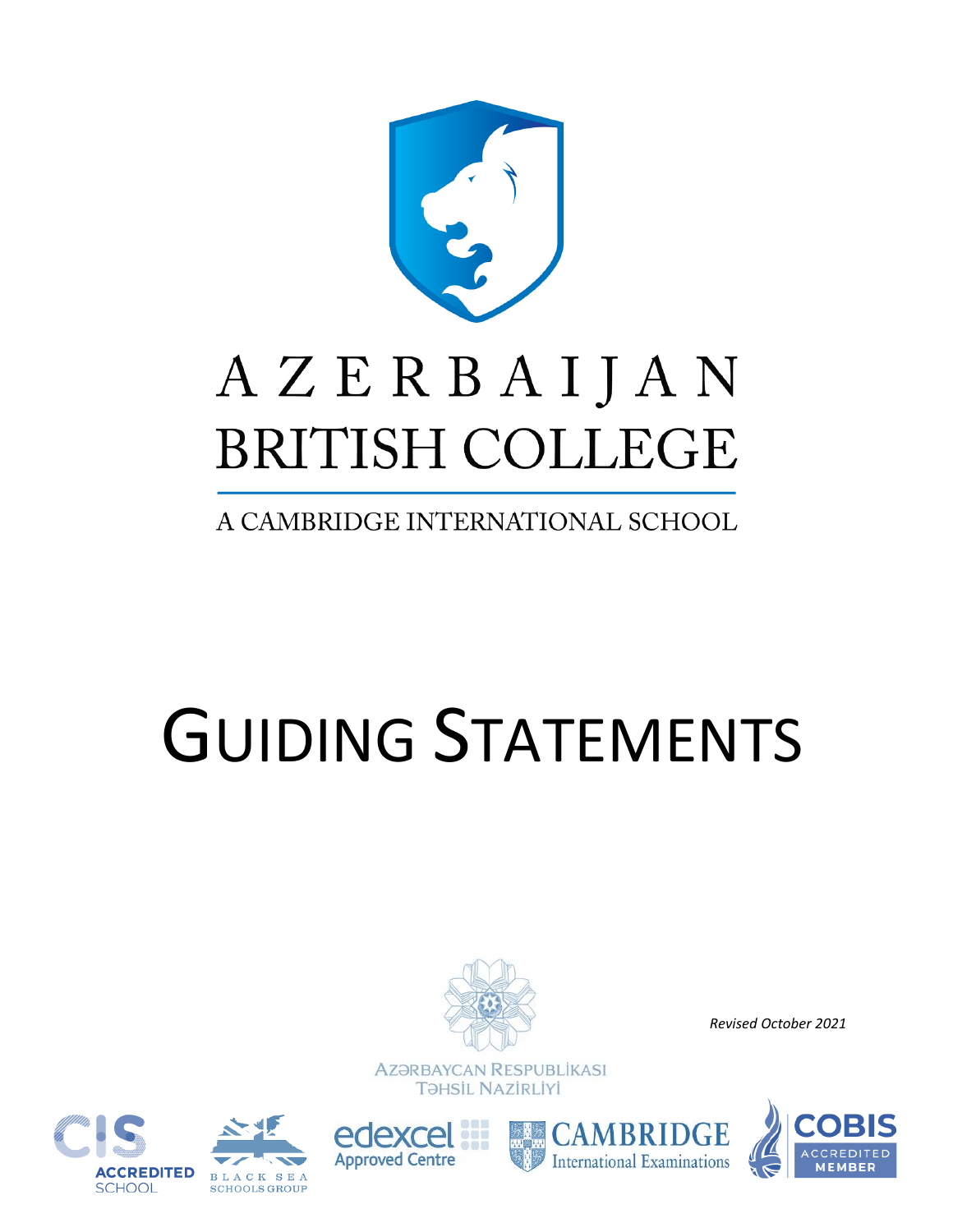# AZERBAIJAN BRITISH COLLEGE

A CAMBRIDGE INTERNATIONAL SCHOOL

# GUIDING STATEMENTS

*Revised October 2021*

AZƏRBAYCAN RESPUBLİKASI
TƏHSİL NAZİRLİYİ

CIS ACCREDITED SCHOOL

BLACK SEA SCHOOLS GROUP

edexcel Approved Centre

CAMBRIDGE International Examinations

COBIS ACCREDITED MEMBER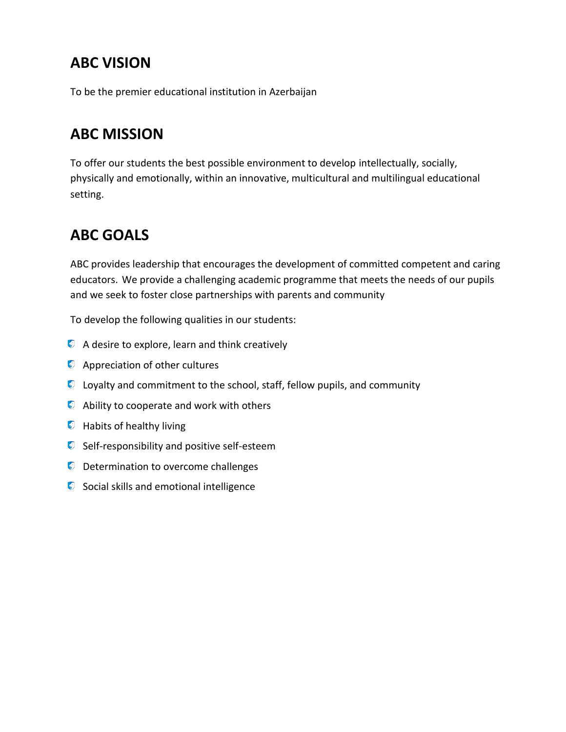## ABC VISION

To be the premier educational institution in Azerbaijan

## ABC MISSION

To offer our students the best possible environment to develop intellectually, socially, physically and emotionally, within an innovative, multicultural and multilingual educational setting.

## ABC GOALS

ABC provides leadership that encourages the development of committed competent and caring educators. We provide a challenging academic programme that meets the needs of our pupils and we seek to foster close partnerships with parents and community

To develop the following qualities in our students:

- A desire to explore, learn and think creatively
- Appreciation of other cultures
- Loyalty and commitment to the school, staff, fellow pupils, and community
- Ability to cooperate and work with others
- Habits of healthy living
- Self-responsibility and positive self-esteem
- Determination to overcome challenges
- Social skills and emotional intelligence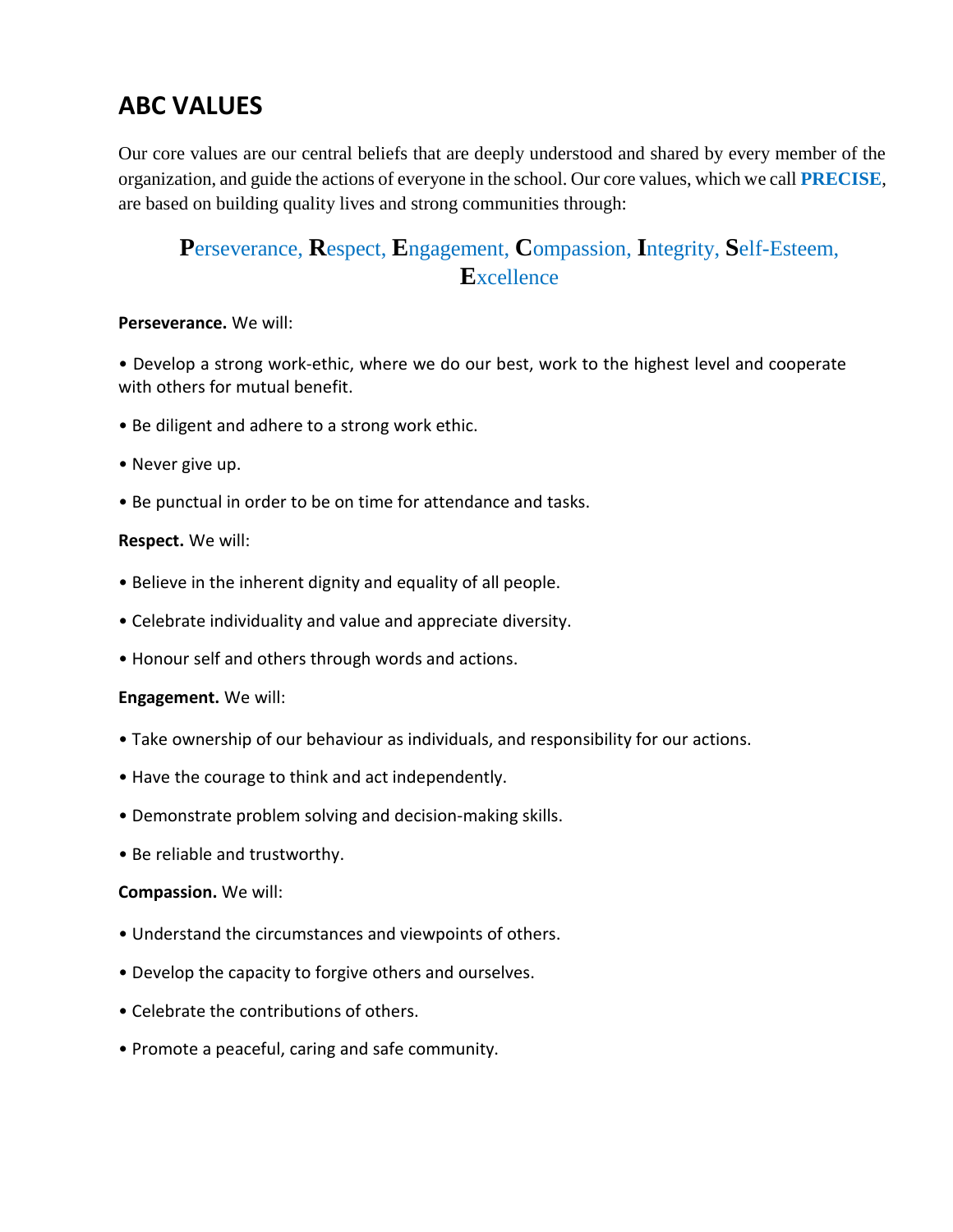## ABC VALUES

Our core values are our central beliefs that are deeply understood and shared by every member of the organization, and guide the actions of everyone in the school. Our core values, which we call **PRECISE**, are based on building quality lives and strong communities through:

**P**erseverance, **R**espect, **E**ngagement, **C**ompassion, **I**ntegrity, **S**elf-Esteem, **E**xcellence

**Perseverance.** We will:

• Develop a strong work-ethic, where we do our best, work to the highest level and cooperate with others for mutual benefit.

• Be diligent and adhere to a strong work ethic.

• Never give up.

• Be punctual in order to be on time for attendance and tasks.

**Respect.** We will:

• Believe in the inherent dignity and equality of all people.

• Celebrate individuality and value and appreciate diversity.

• Honour self and others through words and actions.

**Engagement.** We will:

• Take ownership of our behaviour as individuals, and responsibility for our actions.

• Have the courage to think and act independently.

• Demonstrate problem solving and decision-making skills.

• Be reliable and trustworthy.

**Compassion.** We will:

• Understand the circumstances and viewpoints of others.

• Develop the capacity to forgive others and ourselves.

• Celebrate the contributions of others.

• Promote a peaceful, caring and safe community.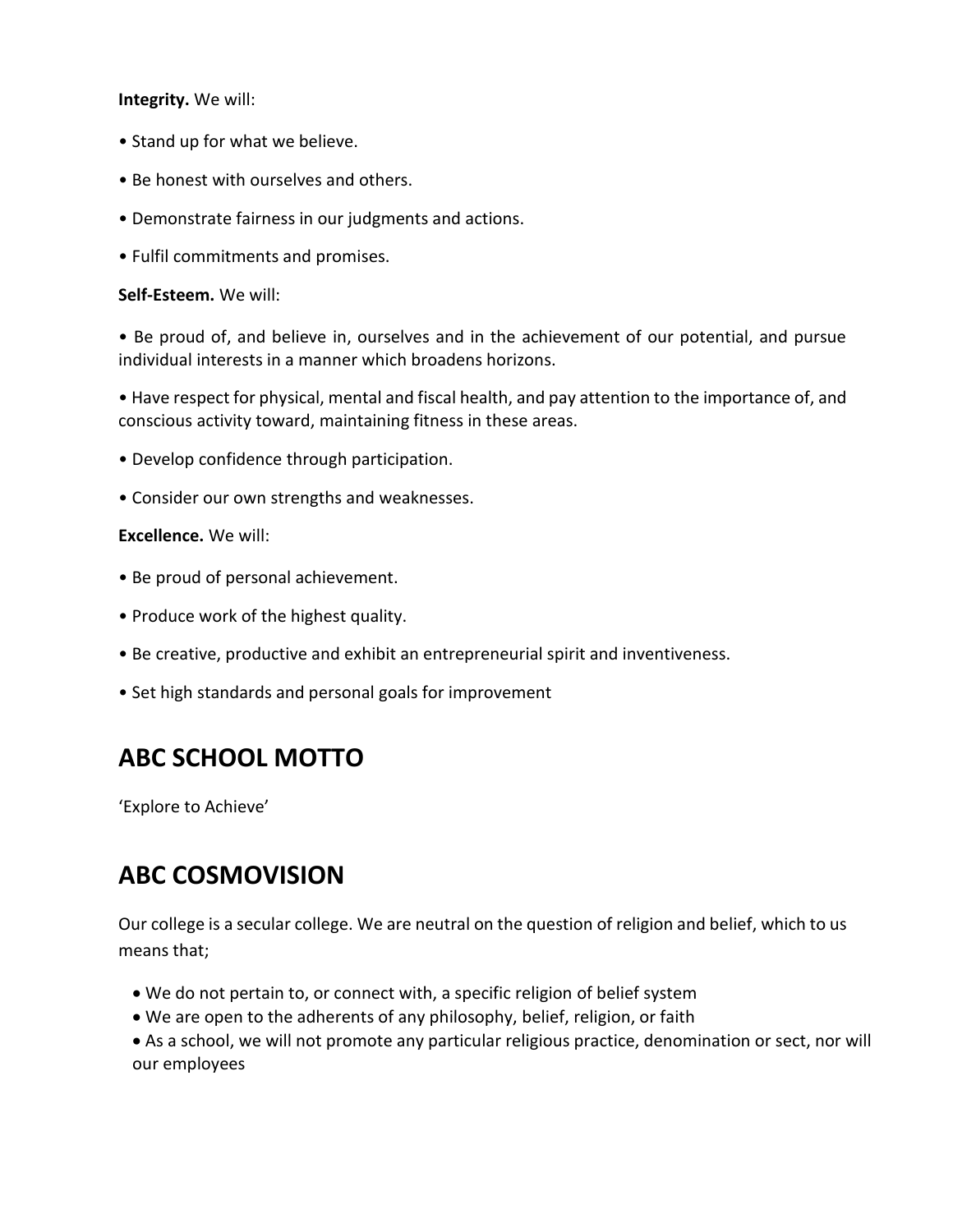**Integrity.** We will:

• Stand up for what we believe.

• Be honest with ourselves and others.

• Demonstrate fairness in our judgments and actions.

• Fulfil commitments and promises.

**Self-Esteem.** We will:

• Be proud of, and believe in, ourselves and in the achievement of our potential, and pursue individual interests in a manner which broadens horizons.

• Have respect for physical, mental and fiscal health, and pay attention to the importance of, and conscious activity toward, maintaining fitness in these areas.

• Develop confidence through participation.

• Consider our own strengths and weaknesses.

**Excellence.** We will:

• Be proud of personal achievement.

• Produce work of the highest quality.

• Be creative, productive and exhibit an entrepreneurial spirit and inventiveness.

• Set high standards and personal goals for improvement

## ABC SCHOOL MOTTO

'Explore to Achieve'

## ABC COSMOVISION

Our college is a secular college. We are neutral on the question of religion and belief, which to us means that;

- We do not pertain to, or connect with, a specific religion of belief system
- We are open to the adherents of any philosophy, belief, religion, or faith
- As a school, we will not promote any particular religious practice, denomination or sect, nor will our employees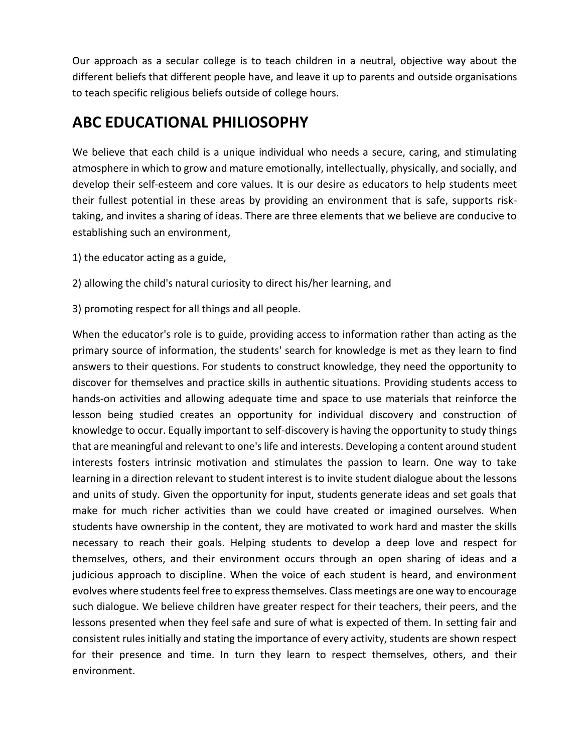Our approach as a secular college is to teach children in a neutral, objective way about the different beliefs that different people have, and leave it up to parents and outside organisations to teach specific religious beliefs outside of college hours.

## ABC EDUCATIONAL PHILIOSOPHY

We believe that each child is a unique individual who needs a secure, caring, and stimulating atmosphere in which to grow and mature emotionally, intellectually, physically, and socially, and develop their self-esteem and core values. It is our desire as educators to help students meet their fullest potential in these areas by providing an environment that is safe, supports risk-taking, and invites a sharing of ideas. There are three elements that we believe are conducive to establishing such an environment,

1) the educator acting as a guide,

2) allowing the child's natural curiosity to direct his/her learning, and

3) promoting respect for all things and all people.

When the educator's role is to guide, providing access to information rather than acting as the primary source of information, the students' search for knowledge is met as they learn to find answers to their questions. For students to construct knowledge, they need the opportunity to discover for themselves and practice skills in authentic situations. Providing students access to hands-on activities and allowing adequate time and space to use materials that reinforce the lesson being studied creates an opportunity for individual discovery and construction of knowledge to occur. Equally important to self-discovery is having the opportunity to study things that are meaningful and relevant to one's life and interests. Developing a content around student interests fosters intrinsic motivation and stimulates the passion to learn. One way to take learning in a direction relevant to student interest is to invite student dialogue about the lessons and units of study. Given the opportunity for input, students generate ideas and set goals that make for much richer activities than we could have created or imagined ourselves. When students have ownership in the content, they are motivated to work hard and master the skills necessary to reach their goals. Helping students to develop a deep love and respect for themselves, others, and their environment occurs through an open sharing of ideas and a judicious approach to discipline. When the voice of each student is heard, and environment evolves where students feel free to express themselves. Class meetings are one way to encourage such dialogue. We believe children have greater respect for their teachers, their peers, and the lessons presented when they feel safe and sure of what is expected of them. In setting fair and consistent rules initially and stating the importance of every activity, students are shown respect for their presence and time. In turn they learn to respect themselves, others, and their environment.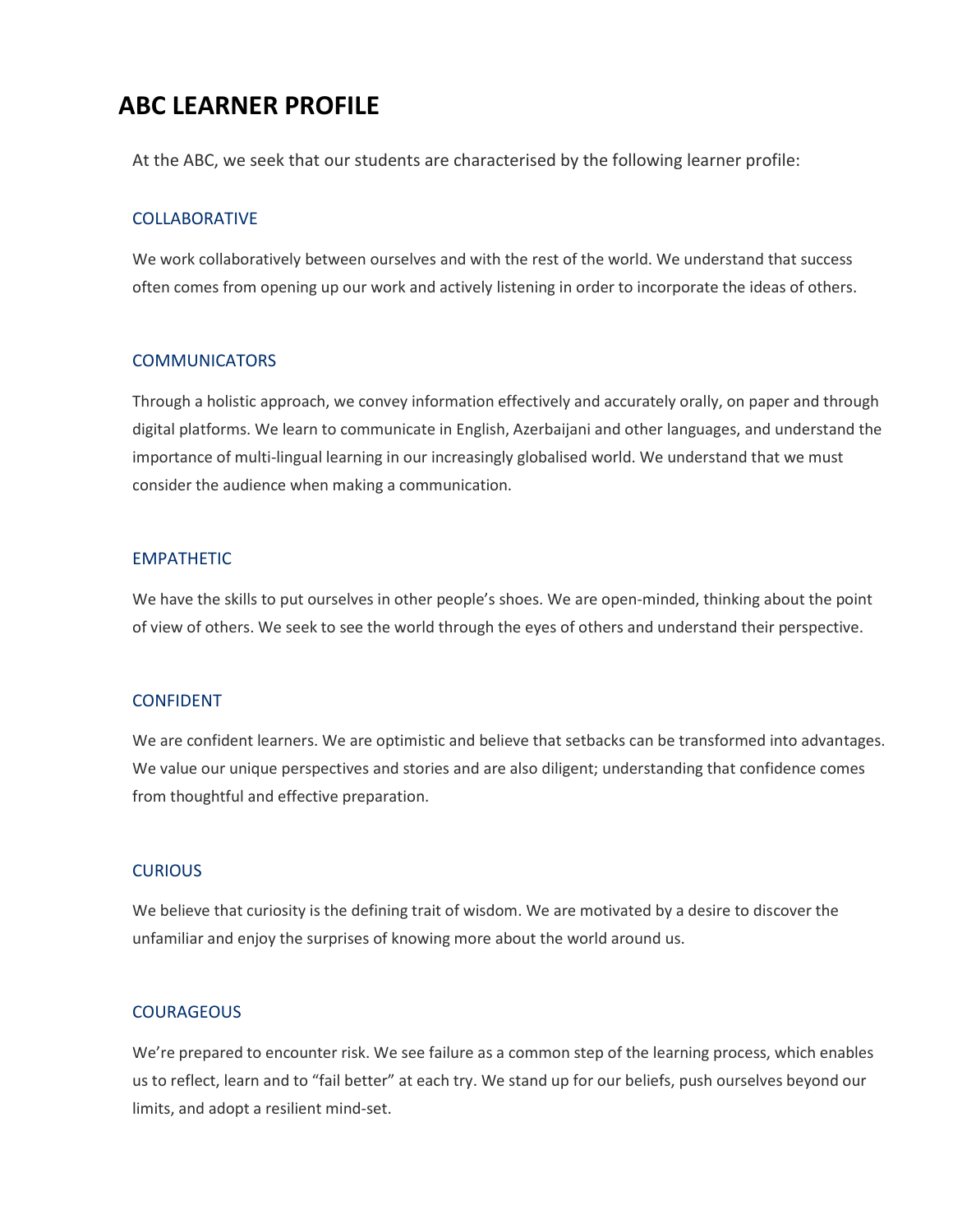# ABC LEARNER PROFILE

At the ABC, we seek that our students are characterised by the following learner profile:

## COLLABORATIVE

We work collaboratively between ourselves and with the rest of the world. We understand that success often comes from opening up our work and actively listening in order to incorporate the ideas of others.

## COMMUNICATORS

Through a holistic approach, we convey information effectively and accurately orally, on paper and through digital platforms. We learn to communicate in English, Azerbaijani and other languages, and understand the importance of multi-lingual learning in our increasingly globalised world. We understand that we must consider the audience when making a communication.

## EMPATHETIC

We have the skills to put ourselves in other people's shoes. We are open-minded, thinking about the point of view of others. We seek to see the world through the eyes of others and understand their perspective.

## CONFIDENT

We are confident learners. We are optimistic and believe that setbacks can be transformed into advantages. We value our unique perspectives and stories and are also diligent; understanding that confidence comes from thoughtful and effective preparation.

## CURIOUS

We believe that curiosity is the defining trait of wisdom. We are motivated by a desire to discover the unfamiliar and enjoy the surprises of knowing more about the world around us.

## COURAGEOUS

We're prepared to encounter risk. We see failure as a common step of the learning process, which enables us to reflect, learn and to "fail better" at each try. We stand up for our beliefs, push ourselves beyond our limits, and adopt a resilient mind-set.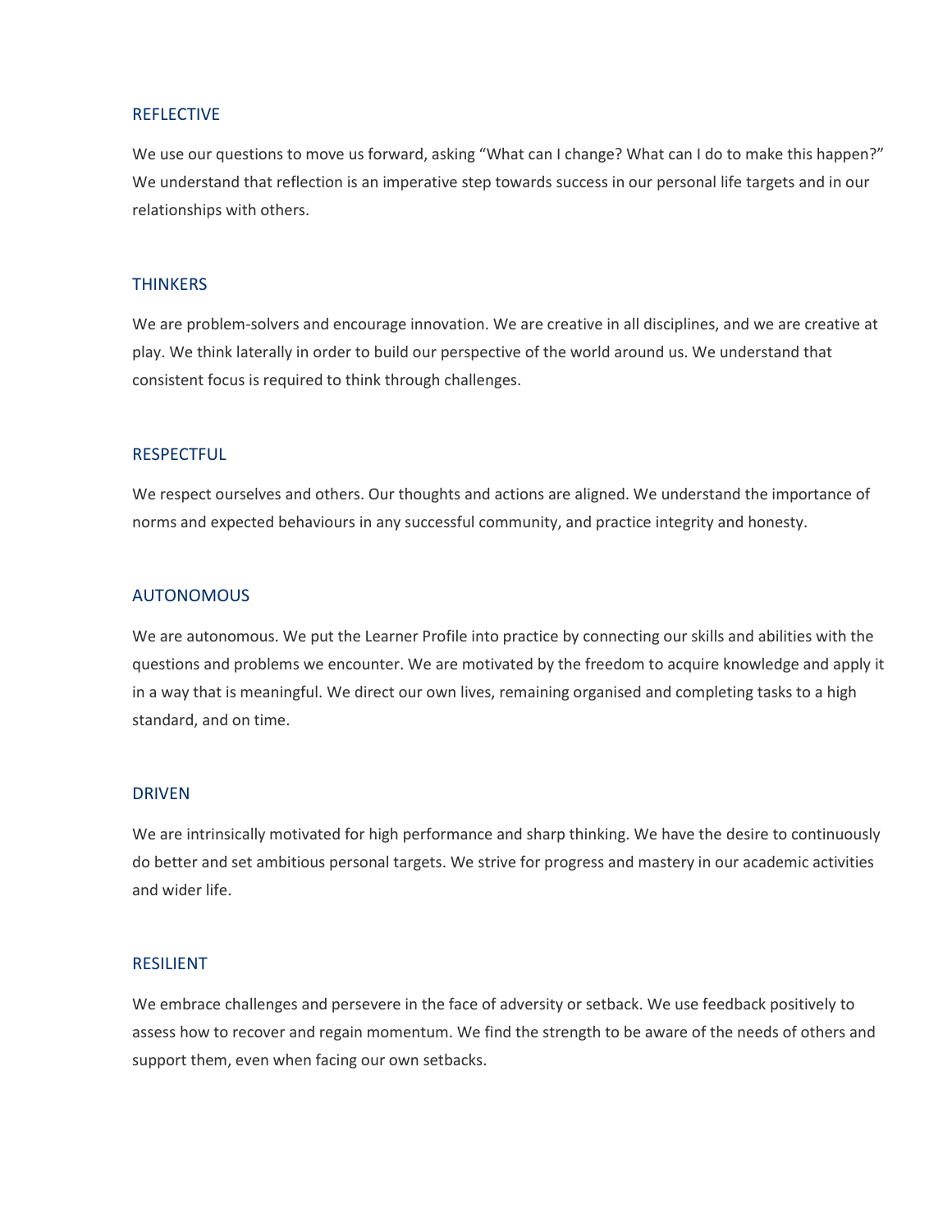## REFLECTIVE

We use our questions to move us forward, asking "What can I change? What can I do to make this happen?" We understand that reflection is an imperative step towards success in our personal life targets and in our relationships with others.

## THINKERS

We are problem-solvers and encourage innovation. We are creative in all disciplines, and we are creative at play. We think laterally in order to build our perspective of the world around us. We understand that consistent focus is required to think through challenges.

## RESPECTFUL

We respect ourselves and others. Our thoughts and actions are aligned. We understand the importance of norms and expected behaviours in any successful community, and practice integrity and honesty.

## AUTONOMOUS

We are autonomous. We put the Learner Profile into practice by connecting our skills and abilities with the questions and problems we encounter. We are motivated by the freedom to acquire knowledge and apply it in a way that is meaningful. We direct our own lives, remaining organised and completing tasks to a high standard, and on time.

## DRIVEN

We are intrinsically motivated for high performance and sharp thinking. We have the desire to continuously do better and set ambitious personal targets. We strive for progress and mastery in our academic activities and wider life.

## RESILIENT

We embrace challenges and persevere in the face of adversity or setback. We use feedback positively to assess how to recover and regain momentum. We find the strength to be aware of the needs of others and support them, even when facing our own setbacks.